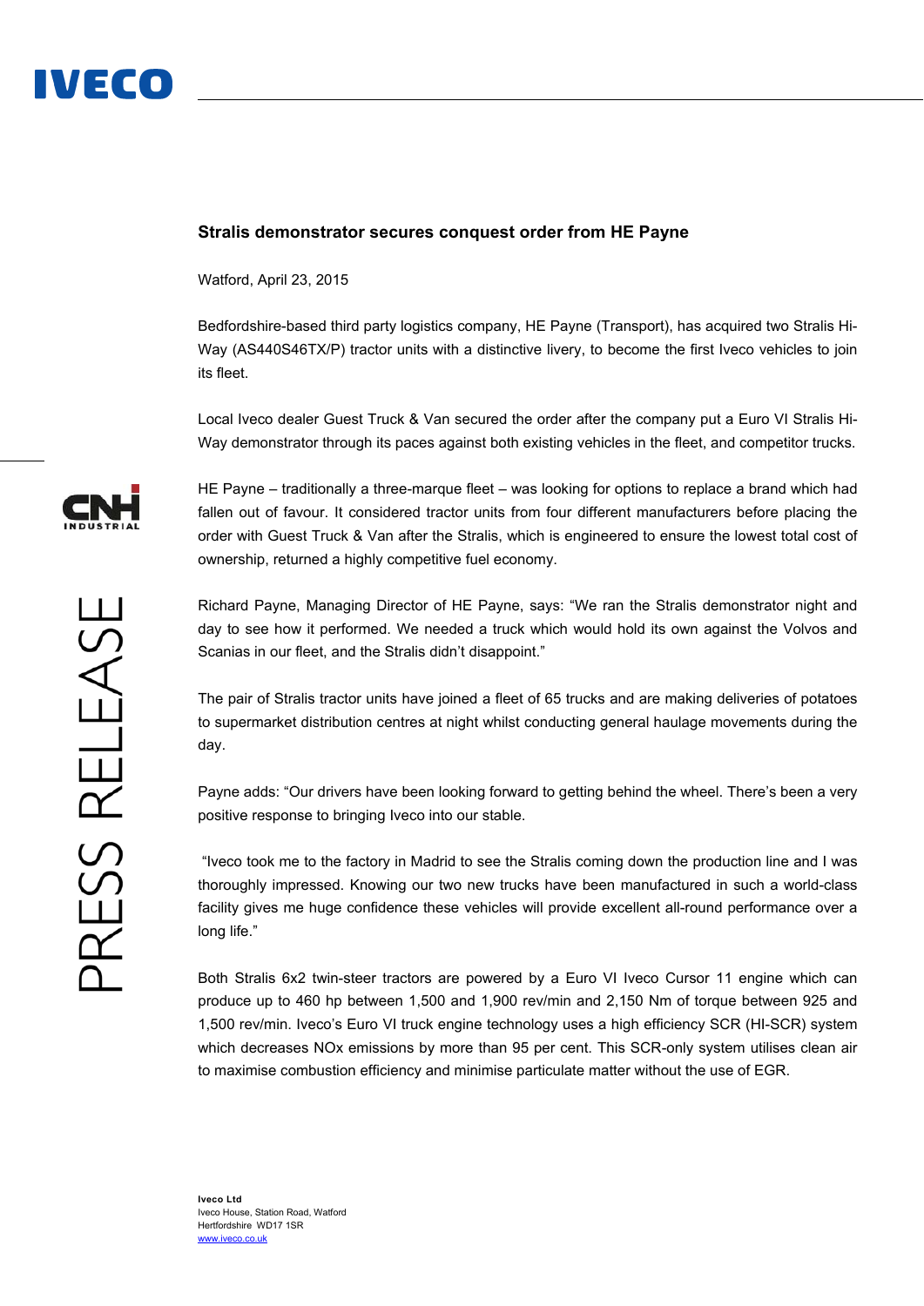## Stralis demonstrator secures conquest order from HE Payne

Watford, April 23, 2015

Bedfordshire-based third party logistics company, HE Payne (Transport), has acquired two Stralis Hi-Way (AS440S46TX/P) tractor units with a distinctive livery, to become the first Iveco vehicles to join its fleet.

Local Iveco dealer Guest Truck & Van secured the order after the company put a Euro VI Stralis Hi-Way demonstrator through its paces against both existing vehicles in the fleet, and competitor trucks.

HE Payne – traditionally a three-marque fleet – was looking for options to replace a brand which had fallen out of favour. It considered tractor units from four different manufacturers before placing the order with Guest Truck & Van after the Stralis, which is engineered to ensure the lowest total cost of ownership, returned a highly competitive fuel economy.

Richard Payne, Managing Director of HE Payne, says: "We ran the Stralis demonstrator night and day to see how it performed. We needed a truck which would hold its own against the Volvos and Scanias in our fleet, and the Stralis didn't disappoint."

The pair of Stralis tractor units have joined a fleet of 65 trucks and are making deliveries of potatoes to supermarket distribution centres at night whilst conducting general haulage movements during the day.

Payne adds: "Our drivers have been looking forward to getting behind the wheel. There's been a very positive response to bringing Iveco into our stable.

"Iveco took me to the factory in Madrid to see the Stralis coming down the production line and I was thoroughly impressed. Knowing our two new trucks have been manufactured in such a world-class facility gives me huge confidence these vehicles will provide excellent all-round performance over a long life."

Both Stralis 6x2 twin-steer tractors are powered by a Euro VI Iveco Cursor 11 engine which can produce up to 460 hp between 1,500 and 1,900 rev/min and 2,150 Nm of torque between 925 and 1,500 rev/min. Iveco's Euro VI truck engine technology uses a high efficiency SCR (HI-SCR) system which decreases NOx emissions by more than 95 per cent. This SCR-only system utilises clean air to maximise combustion efficiency and minimise particulate matter without the use of EGR.

**Iveco Ltd**
Iveco House, Station Road, Watford
Hertfordshire WD17 1SR
www.iveco.co.uk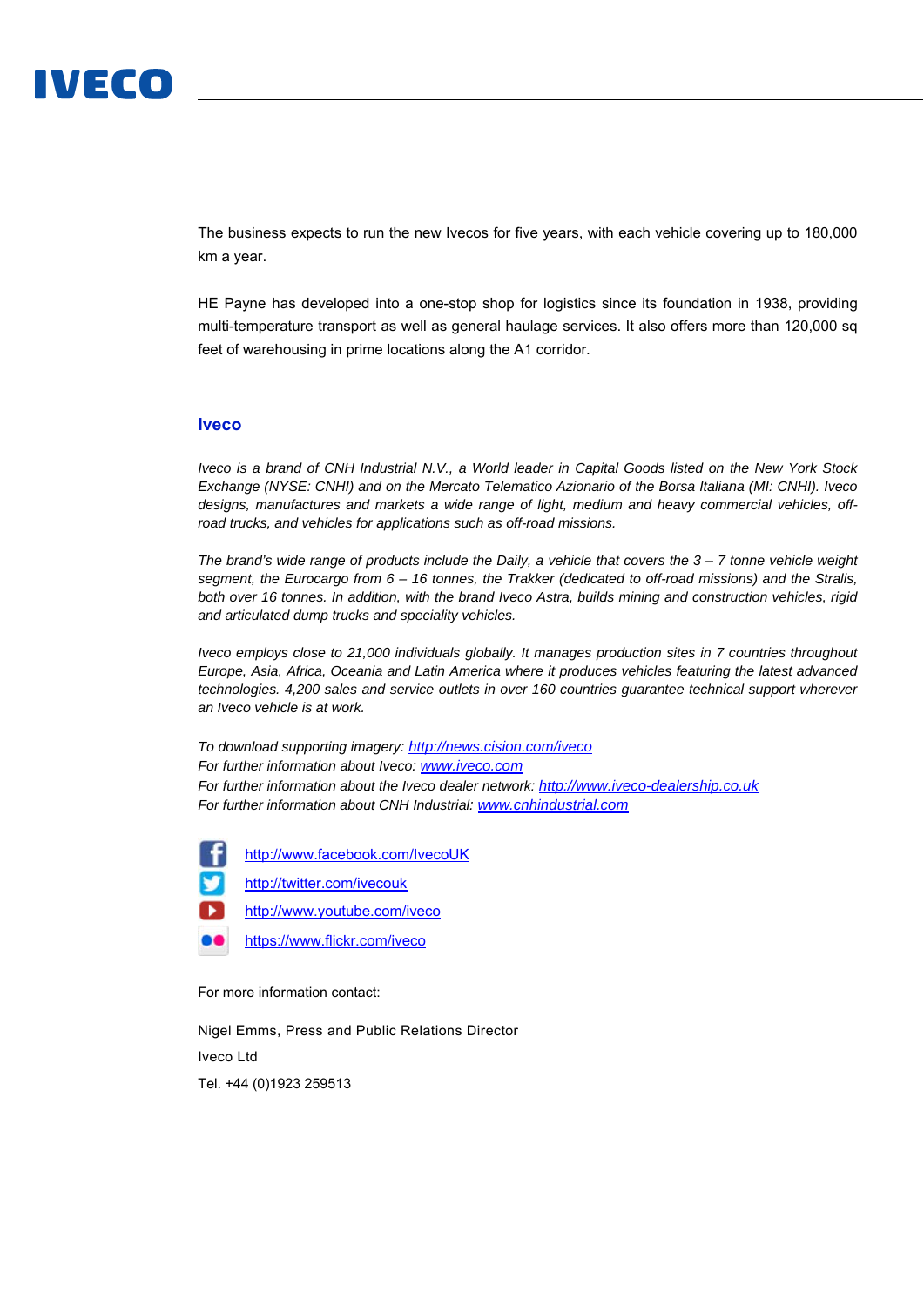The business expects to run the new Ivecos for five years, with each vehicle covering up to 180,000 km a year.

HE Payne has developed into a one-stop shop for logistics since its foundation in 1938, providing multi-temperature transport as well as general haulage services. It also offers more than 120,000 sq feet of warehousing in prime locations along the A1 corridor.

## Iveco

*Iveco is a brand of CNH Industrial N.V., a World leader in Capital Goods listed on the New York Stock Exchange (NYSE: CNHI) and on the Mercato Telematico Azionario of the Borsa Italiana (MI: CNHI). Iveco designs, manufactures and markets a wide range of light, medium and heavy commercial vehicles, off-road trucks, and vehicles for applications such as off-road missions.*

*The brand's wide range of products include the Daily, a vehicle that covers the 3 – 7 tonne vehicle weight segment, the Eurocargo from 6 – 16 tonnes, the Trakker (dedicated to off-road missions) and the Stralis, both over 16 tonnes. In addition, with the brand Iveco Astra, builds mining and construction vehicles, rigid and articulated dump trucks and speciality vehicles.*

*Iveco employs close to 21,000 individuals globally. It manages production sites in 7 countries throughout Europe, Asia, Africa, Oceania and Latin America where it produces vehicles featuring the latest advanced technologies. 4,200 sales and service outlets in over 160 countries guarantee technical support wherever an Iveco vehicle is at work.*

*To download supporting imagery: [http://news.cision.com/iveco](http://news.cision.com/iveco)*
*For further information about Iveco: [www.iveco.com](http://www.iveco.com)*
*For further information about the Iveco dealer network: [http://www.iveco-dealership.co.uk](http://www.iveco-dealership.co.uk)*
*For further information about CNH Industrial: [www.cnhindustrial.com](http://www.cnhindustrial.com)*

[http://www.facebook.com/IvecoUK](http://www.facebook.com/IvecoUK)
[http://twitter.com/ivecouk](http://twitter.com/ivecouk)
[http://www.youtube.com/iveco](http://www.youtube.com/iveco)
[https://www.flickr.com/iveco](https://www.flickr.com/iveco)

For more information contact:

Nigel Emms, Press and Public Relations Director
Iveco Ltd
Tel. +44 (0)1923 259513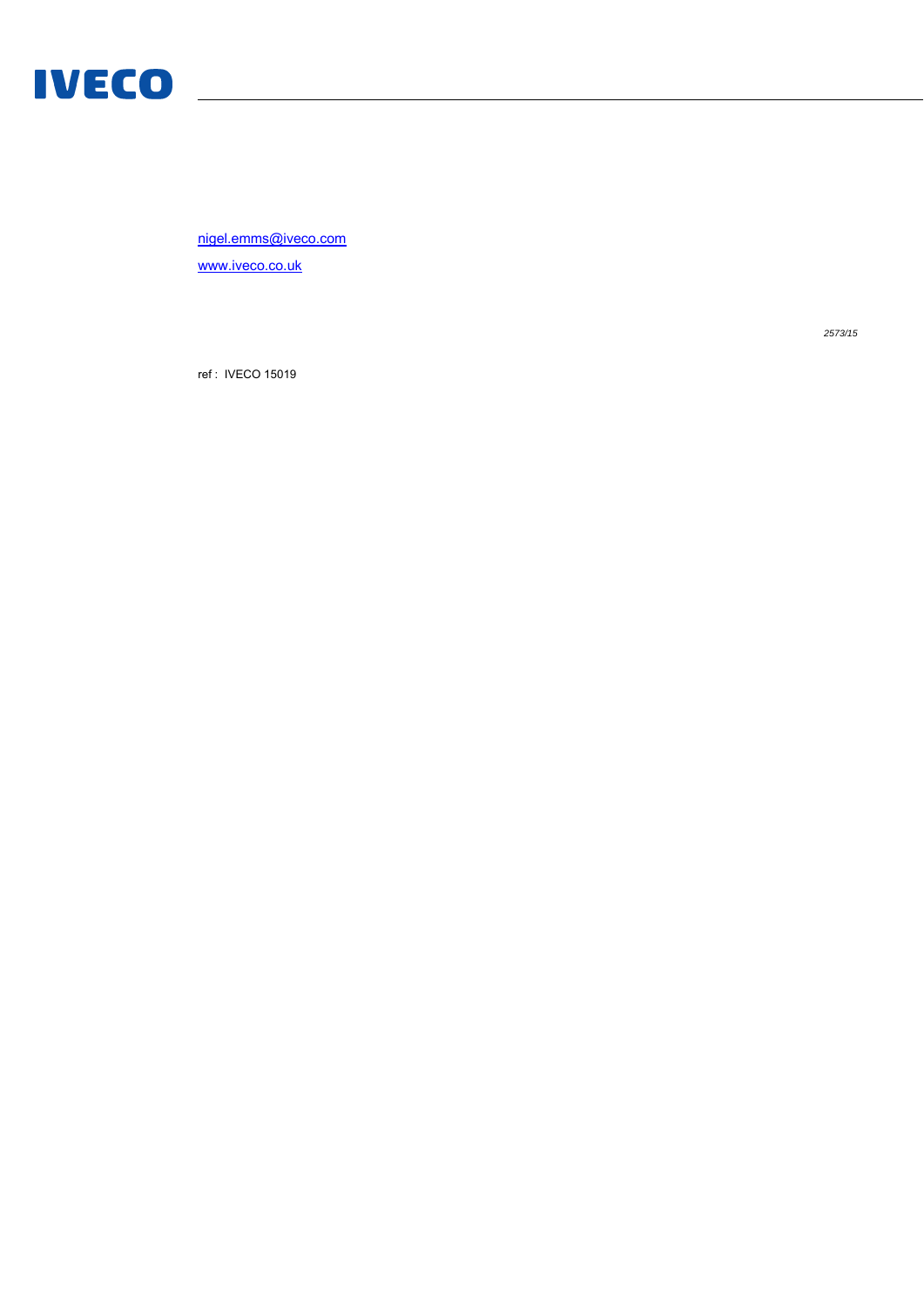IVECO

nigel.emms@iveco.com

www.iveco.co.uk

*2573/15*

ref : IVECO 15019